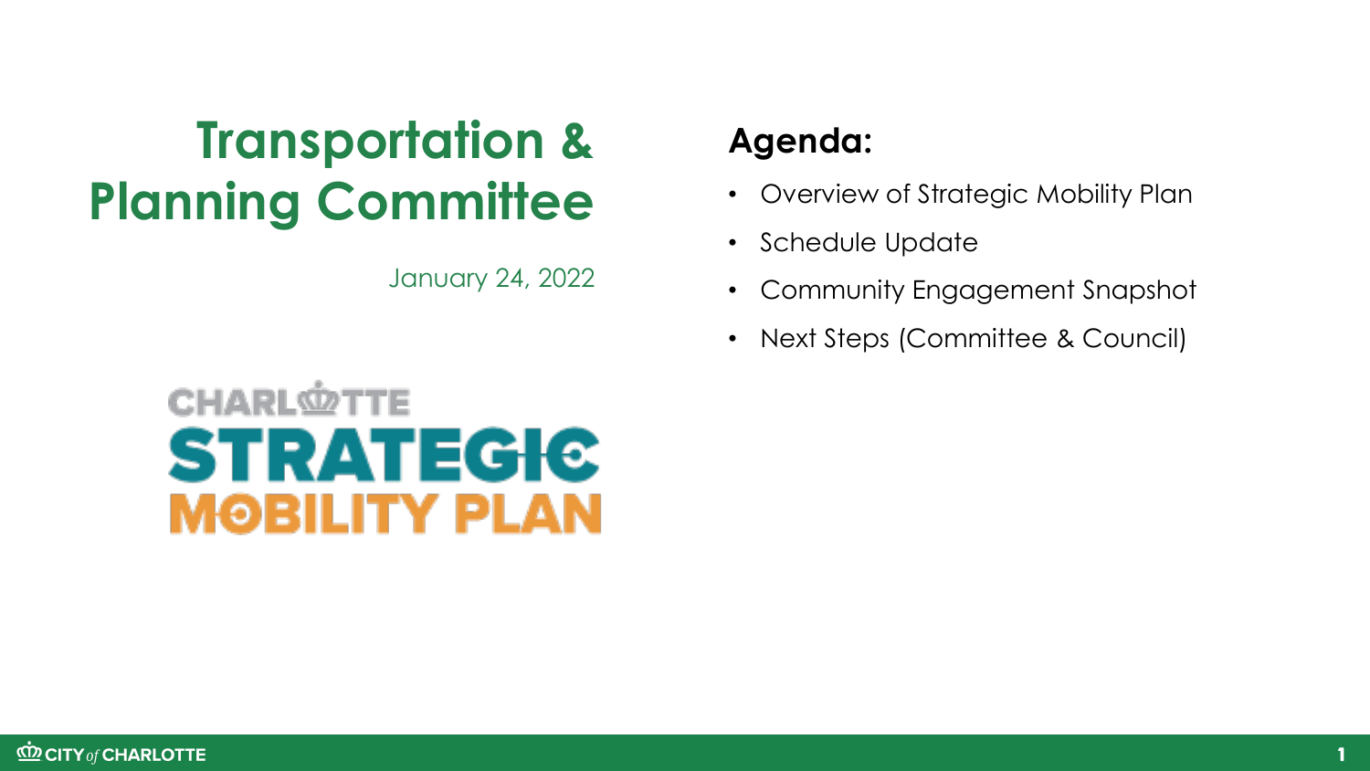# Transportation & Planning Committee

January 24, 2022

CHARLOTTE
STRATEGIC
MOBILITY PLAN

## Agenda:

- Overview of Strategic Mobility Plan
- Schedule Update
- Community Engagement Snapshot
- Next Steps (Committee & Council)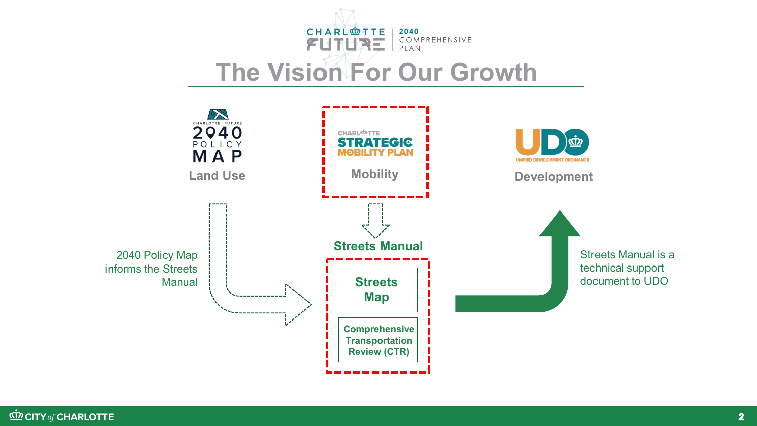CHARLOTTE FUTURE | 2040 COMPREHENSIVE PLAN

# The Vision For Our Growth

CHARLOTTE FUTURE 2040 POLICY MAP

**Land Use**

CHARLOTTE STRATEGIC MOBILITY PLAN

**Mobility**

UDO UNIFIED DEVELOPMENT ORDINANCE

**Development**

2040 Policy Map informs the Streets Manual

**Streets Manual**

- **Streets Map**
- **Comprehensive Transportation Review (CTR)**

Streets Manual is a technical support document to UDO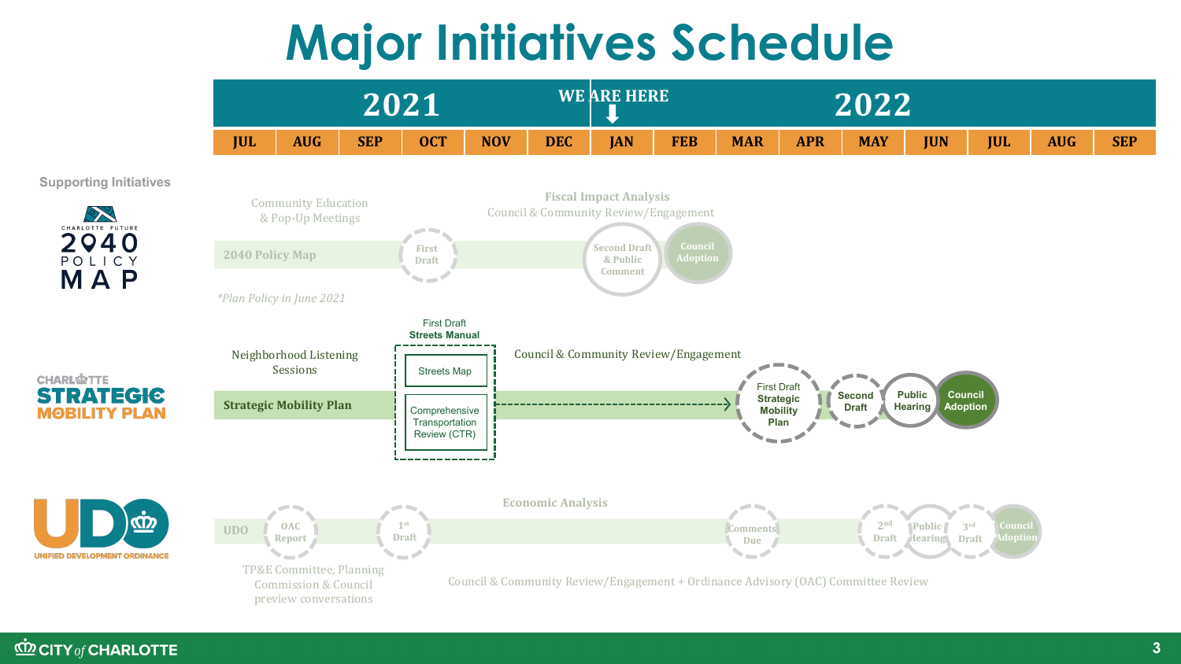# Major Initiatives Schedule

| 2021 | | | | | | 2022 | | | | | | | | |
|---|---|---|---|---|---|---|---|---|---|---|---|---|---|---|
| JUL | AUG | SEP | OCT | NOV | DEC | JAN | FEB | MAR | APR | MAY | JUN | JUL | AUG | SEP |

WE ARE HERE (January 2022)

**Supporting Initiatives**

## Charlotte Future 2040 Policy Map

- Community Education & Pop-Up Meetings
- 2040 Policy Map
- First Draft
- Fiscal Impact Analysis
- Council & Community Review/Engagement
- Second Draft & Public Comment
- Council Adoption

*Plan Policy in June 2021

## Charlotte Strategic Mobility Plan

- Neighborhood Listening Sessions
- Strategic Mobility Plan
- First Draft Streets Manual
  - Streets Map
  - Comprehensive Transportation Review (CTR)
- Council & Community Review/Engagement
- First Draft Strategic Mobility Plan
- Second Draft
- Public Hearing
- Council Adoption

## UDO – Unified Development Ordinance

- UDO
- OAC Report
- TP&E Committee, Planning Commission & Council preview conversations
- 1st Draft
- Economic Analysis
- Council & Community Review/Engagement + Ordinance Advisory (OAC) Committee Review
- Comments Due
- 2nd Draft
- Public Hearing
- 3rd Draft
- Council Adoption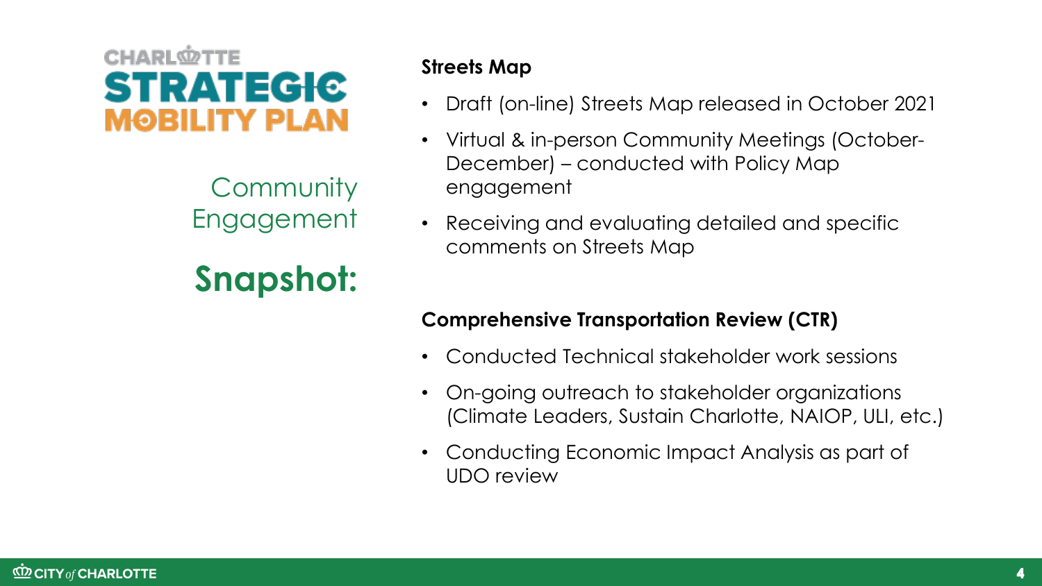CHARLOTTE STRATEGIC MOBILITY PLAN

## Community Engagement

# Snapshot:

**Streets Map**

- Draft (on-line) Streets Map released in October 2021
- Virtual & in-person Community Meetings (October-December) – conducted with Policy Map engagement
- Receiving and evaluating detailed and specific comments on Streets Map

**Comprehensive Transportation Review (CTR)**

- Conducted Technical stakeholder work sessions
- On-going outreach to stakeholder organizations (Climate Leaders, Sustain Charlotte, NAIOP, ULI, etc.)
- Conducting Economic Impact Analysis as part of UDO review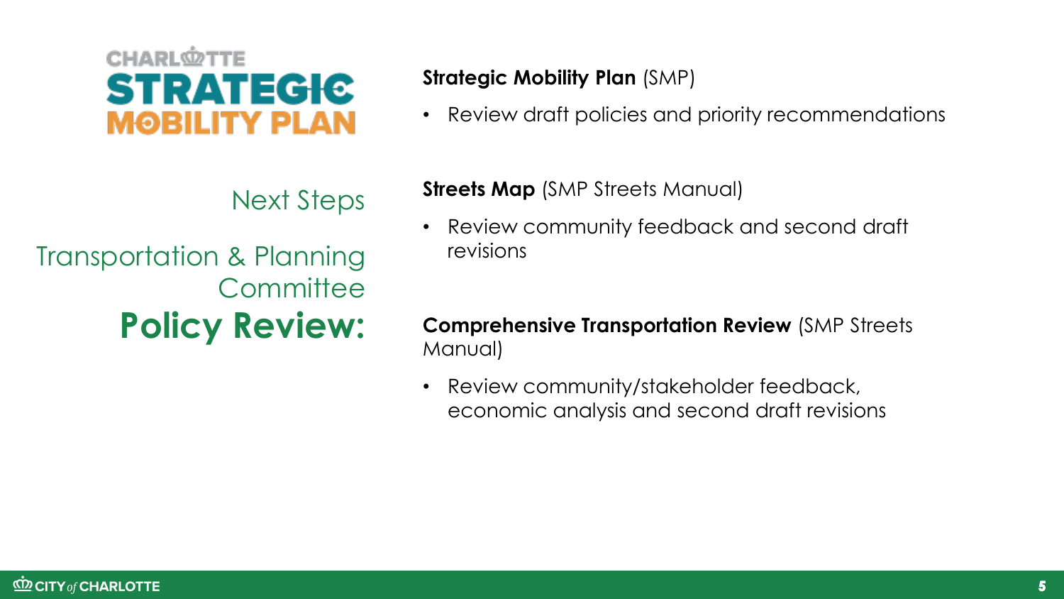CHARLOTTE STRATEGIC MOBILITY PLAN

# Next Steps

## Transportation & Planning Committee Policy Review:

**Strategic Mobility Plan** (SMP)

- Review draft policies and priority recommendations

**Streets Map** (SMP Streets Manual)

- Review community feedback and second draft revisions

**Comprehensive Transportation Review** (SMP Streets Manual)

- Review community/stakeholder feedback, economic analysis and second draft revisions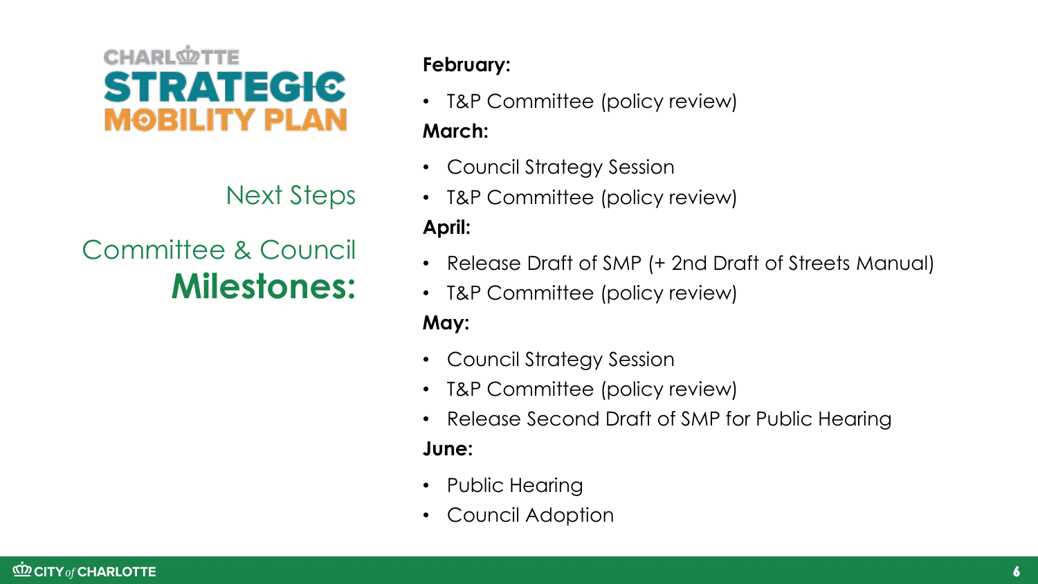CHARLOTTE STRATEGIC MOBILITY PLAN

## Next Steps

# Committee & Council **Milestones:**

**February:**

- T&P Committee (policy review)

**March:**

- Council Strategy Session
- T&P Committee (policy review)

**April:**

- Release Draft of SMP (+ 2nd Draft of Streets Manual)
- T&P Committee (policy review)

**May:**

- Council Strategy Session
- T&P Committee (policy review)
- Release Second Draft of SMP for Public Hearing

**June:**

- Public Hearing
- Council Adoption